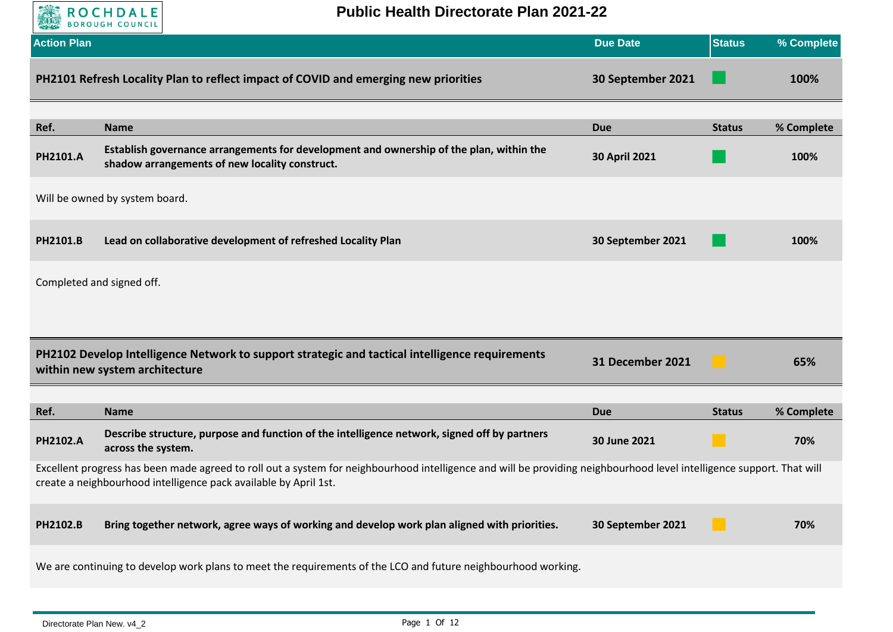# Public Health Directorate Plan 2021-22

| Action Plan | Due Date | Status | % Complete |
|---|---|---|---|
| **PH2101 Refresh Locality Plan to reflect impact of COVID and emerging new priorities** | **30 September 2021** | Green | **100%** |

| Ref. | Name | Due | Status | % Complete |
|---|---|---|---|---|
| **PH2101.A** | **Establish governance arrangements for development and ownership of the plan, within the shadow arrangements of new locality construct.** | **30 April 2021** | Green | **100%** |

Will be owned by system board.

| Ref. | Name | Due | Status | % Complete |
|---|---|---|---|---|
| **PH2101.B** | **Lead on collaborative development of refreshed Locality Plan** | **30 September 2021** | Green | **100%** |

Completed and signed off.

| Action Plan | Due Date | Status | % Complete |
|---|---|---|---|
| **PH2102 Develop Intelligence Network to support strategic and tactical intelligence requirements within new system architecture** | **31 December 2021** | Amber | **65%** |

| Ref. | Name | Due | Status | % Complete |
|---|---|---|---|---|
| **PH2102.A** | **Describe structure, purpose and function of the intelligence network, signed off by partners across the system.** | **30 June 2021** | Amber | **70%** |

Excellent progress has been made agreed to roll out a system for neighbourhood intelligence and will be providing neighbourhood level intelligence support. That will create a neighbourhood intelligence pack available by April 1st.

| Ref. | Name | Due | Status | % Complete |
|---|---|---|---|---|
| **PH2102.B** | **Bring together network, agree ways of working and develop work plan aligned with priorities.** | **30 September 2021** | Amber | **70%** |

We are continuing to develop work plans to meet the requirements of the LCO and future neighbourhood working.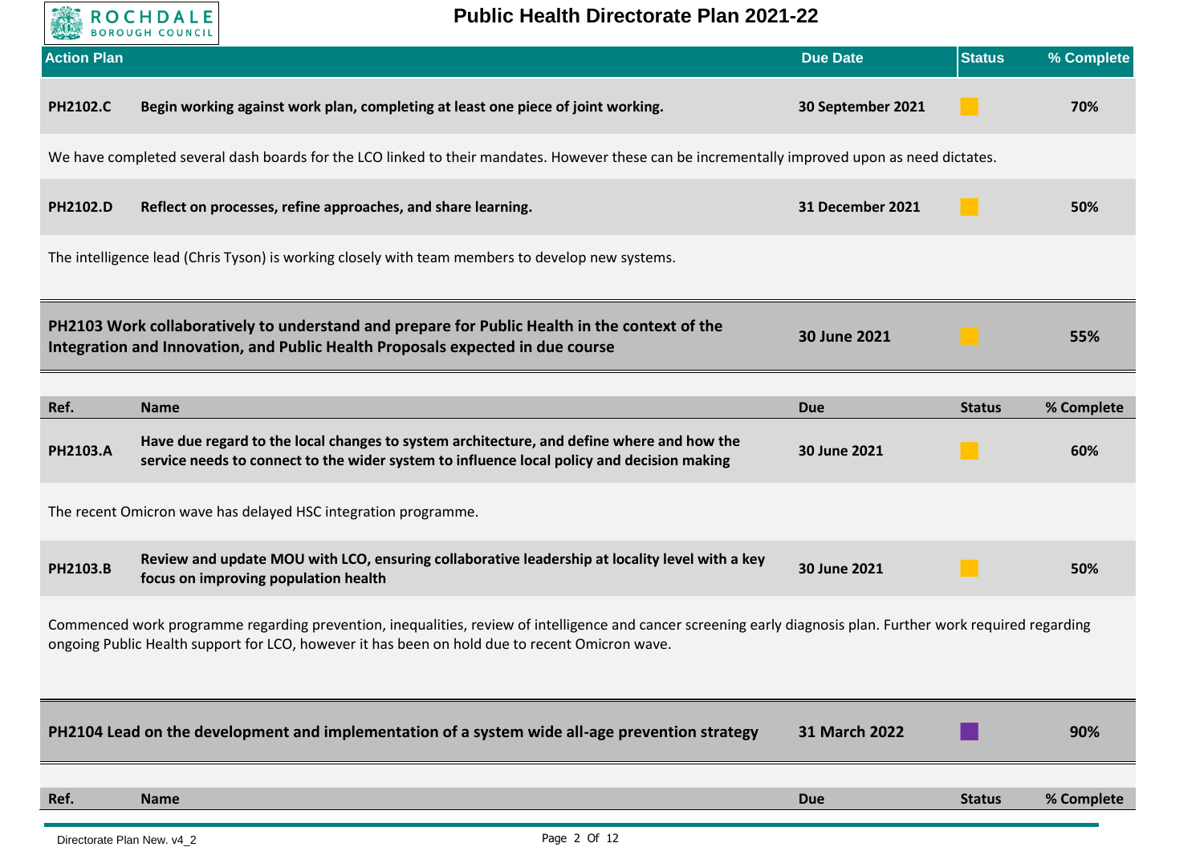| Action Plan | Due Date | Status | % Complete |
|---|---|---|---|

| Ref. | Name | Due | Status | % Complete |
|---|---|---|---|---|
| **PH2102.C** | **Begin working against work plan, completing at least one piece of joint working.** | **30 September 2021** | Amber | **70%** |

We have completed several dash boards for the LCO linked to their mandates. However these can be incrementally improved upon as need dictates.

| Ref. | Name | Due | Status | % Complete |
|---|---|---|---|---|
| **PH2102.D** | **Reflect on processes, refine approaches, and share learning.** | **31 December 2021** | Amber | **50%** |

The intelligence lead (Chris Tyson) is working closely with team members to develop new systems.

| Action Plan | Due Date | Status | % Complete |
|---|---|---|---|
| **PH2103 Work collaboratively to understand and prepare for Public Health in the context of the Integration and Innovation, and Public Health Proposals expected in due course** | **30 June 2021** | Amber | **55%** |

| Ref. | Name | Due | Status | % Complete |
|---|---|---|---|---|
| **PH2103.A** | **Have due regard to the local changes to system architecture, and define where and how the service needs to connect to the wider system to influence local policy and decision making** | **30 June 2021** | Amber | **60%** |

The recent Omicron wave has delayed HSC integration programme.

| Ref. | Name | Due | Status | % Complete |
|---|---|---|---|---|
| **PH2103.B** | **Review and update MOU with LCO, ensuring collaborative leadership at locality level with a key focus on improving population health** | **30 June 2021** | Amber | **50%** |

Commenced work programme regarding prevention, inequalities, review of intelligence and cancer screening early diagnosis plan. Further work required regarding ongoing Public Health support for LCO, however it has been on hold due to recent Omicron wave.

| Action Plan | Due Date | Status | % Complete |
|---|---|---|---|
| **PH2104 Lead on the development and implementation of a system wide all-age prevention strategy** | **31 March 2022** | Purple | **90%** |

| Ref. | Name | Due | Status | % Complete |
|---|---|---|---|---|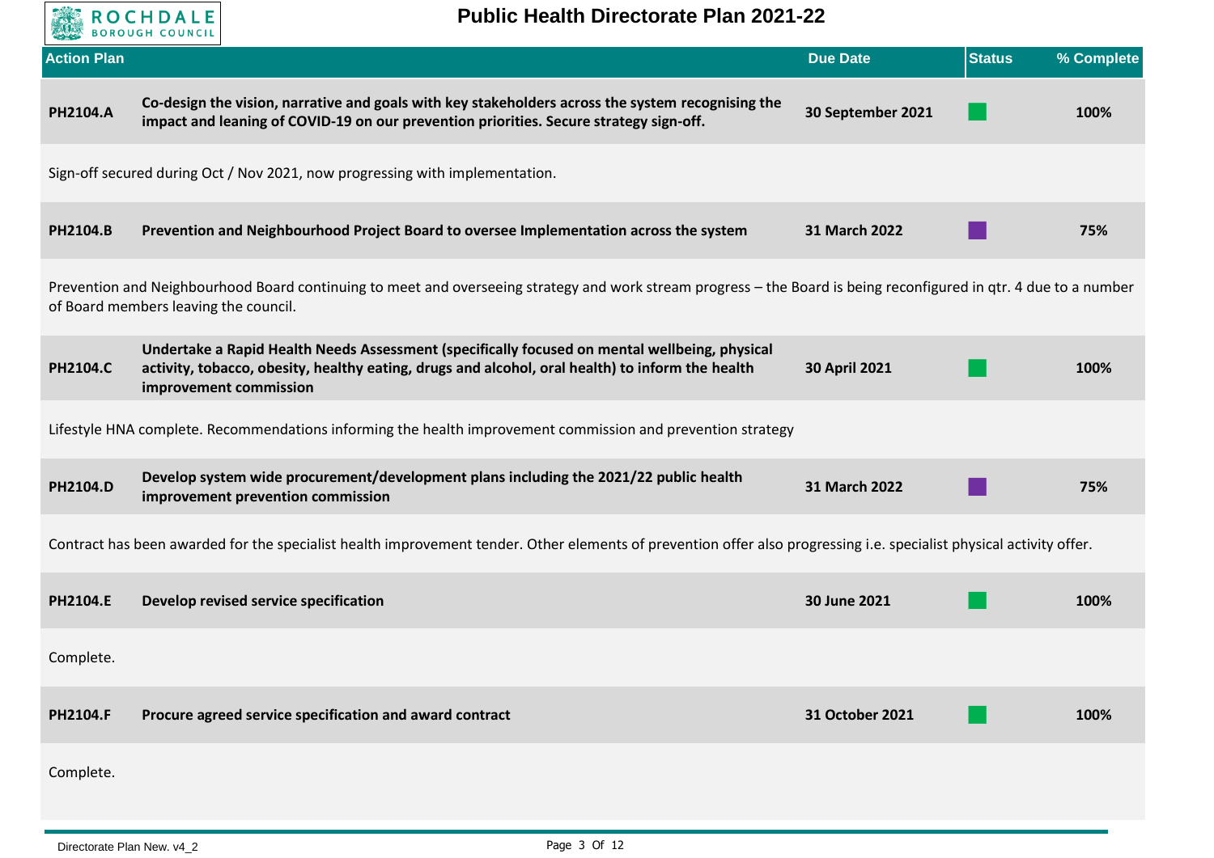# Public Health Directorate Plan 2021-22

| Action Plan | | Due Date | Status | % Complete |
|---|---|---|---|---|
| **PH2104.A** | **Co-design the vision, narrative and goals with key stakeholders across the system recognising the impact and leaning of COVID-19 on our prevention priorities. Secure strategy sign-off.** | **30 September 2021** | Green | **100%** |
| Sign-off secured during Oct / Nov 2021, now progressing with implementation. | | | | |
| **PH2104.B** | **Prevention and Neighbourhood Project Board to oversee Implementation across the system** | **31 March 2022** | Purple | **75%** |
| Prevention and Neighbourhood Board continuing to meet and overseeing strategy and work stream progress – the Board is being reconfigured in qtr. 4 due to a number of Board members leaving the council. | | | | |
| **PH2104.C** | **Undertake a Rapid Health Needs Assessment (specifically focused on mental wellbeing, physical activity, tobacco, obesity, healthy eating, drugs and alcohol, oral health) to inform the health improvement commission** | **30 April 2021** | Green | **100%** |
| Lifestyle HNA complete. Recommendations informing the health improvement commission and prevention strategy | | | | |
| **PH2104.D** | **Develop system wide procurement/development plans including the 2021/22 public health improvement prevention commission** | **31 March 2022** | Purple | **75%** |
| Contract has been awarded for the specialist health improvement tender. Other elements of prevention offer also progressing i.e. specialist physical activity offer. | | | | |
| **PH2104.E** | **Develop revised service specification** | **30 June 2021** | Green | **100%** |
| Complete. | | | | |
| **PH2104.F** | **Procure agreed service specification and award contract** | **31 October 2021** | Green | **100%** |
| Complete. | | | | |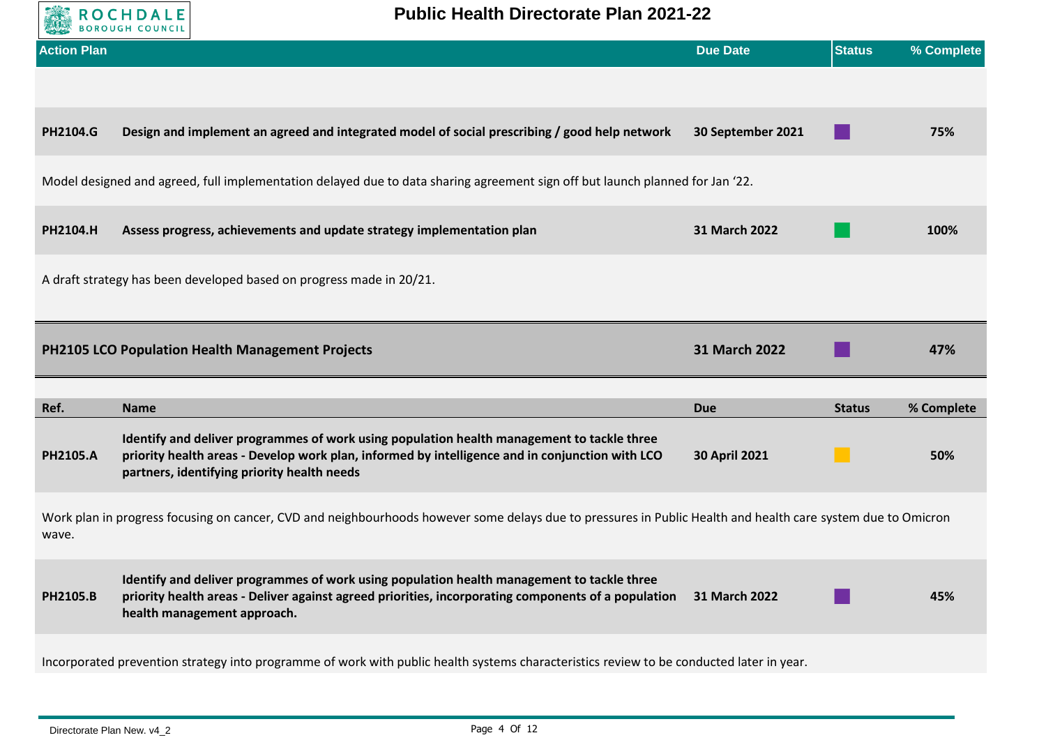| Action Plan | | Due Date | Status | % Complete |
|---|---|---|---|---|
| **PH2104.G** | **Design and implement an agreed and integrated model of social prescribing / good help network** | **30 September 2021** | | **75%** |

Model designed and agreed, full implementation delayed due to data sharing agreement sign off but launch planned for Jan '22.

| | | | | |
|---|---|---|---|---|
| **PH2104.H** | **Assess progress, achievements and update strategy implementation plan** | **31 March 2022** | | **100%** |

A draft strategy has been developed based on progress made in 20/21.

| | | | |
|---|---|---|---|
| **PH2105 LCO Population Health Management Projects** | **31 March 2022** | | **47%** |

| Ref. | Name | Due | Status | % Complete |
|---|---|---|---|---|
| **PH2105.A** | **Identify and deliver programmes of work using population health management to tackle three priority health areas - Develop work plan, informed by intelligence and in conjunction with LCO partners, identifying priority health needs** | **30 April 2021** | | **50%** |

Work plan in progress focusing on cancer, CVD and neighbourhoods however some delays due to pressures in Public Health and health care system due to Omicron wave.

| | | | | |
|---|---|---|---|---|
| **PH2105.B** | **Identify and deliver programmes of work using population health management to tackle three priority health areas - Deliver against agreed priorities, incorporating components of a population health management approach.** | **31 March 2022** | | **45%** |

Incorporated prevention strategy into programme of work with public health systems characteristics review to be conducted later in year.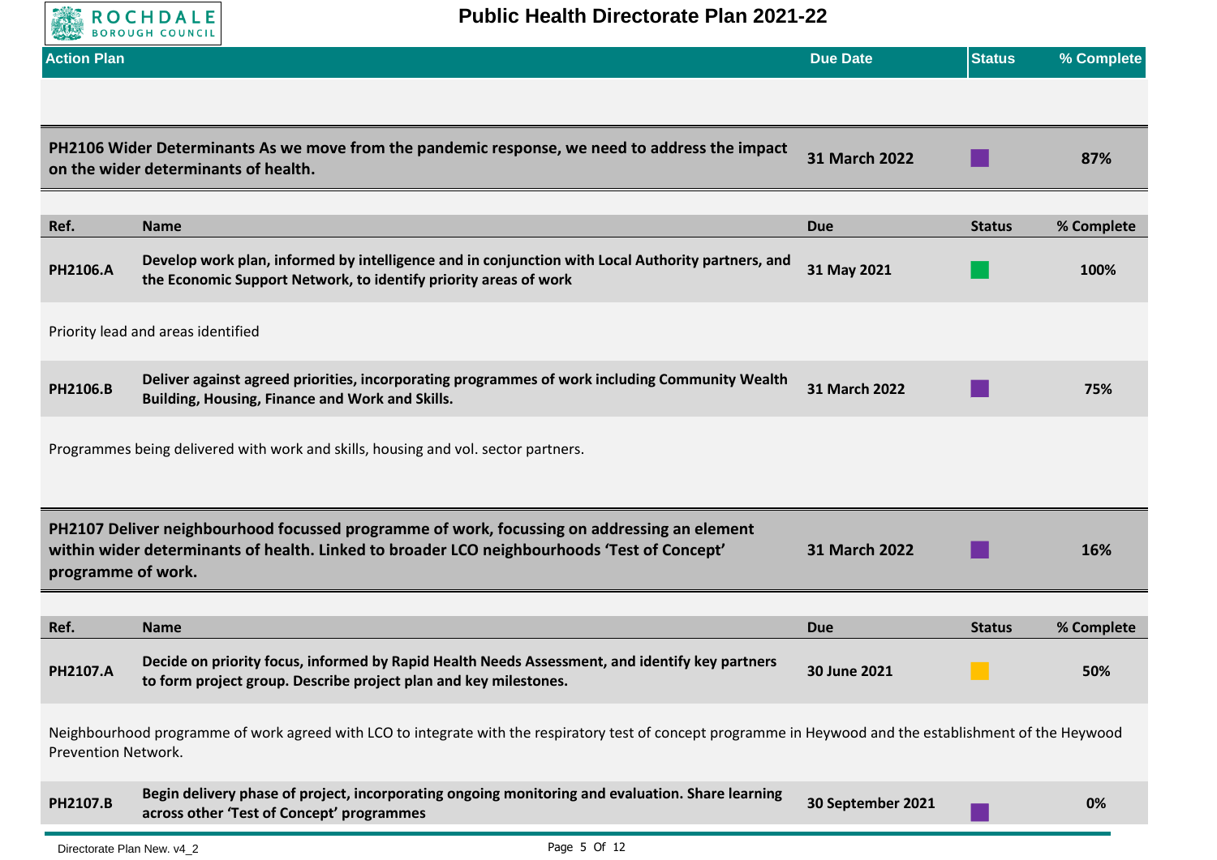| Action Plan | Due Date | Status | % Complete |
|---|---|---|---|

| **PH2106 Wider Determinants As we move from the pandemic response, we need to address the impact on the wider determinants of health.** | **31 March 2022** | ■ | **87%** |
|---|---|---|---|

| Ref. | Name | Due | Status | % Complete |
|---|---|---|---|---|
| **PH2106.A** | **Develop work plan, informed by intelligence and in conjunction with Local Authority partners, and the Economic Support Network, to identify priority areas of work** | **31 May 2021** | ■ | **100%** |

Priority lead and areas identified

| Ref. | Name | Due | Status | % Complete |
|---|---|---|---|---|
| **PH2106.B** | **Deliver against agreed priorities, incorporating programmes of work including Community Wealth Building, Housing, Finance and Work and Skills.** | **31 March 2022** | ■ | **75%** |

Programmes being delivered with work and skills, housing and vol. sector partners.

| **PH2107 Deliver neighbourhood focussed programme of work, focussing on addressing an element within wider determinants of health. Linked to broader LCO neighbourhoods 'Test of Concept' programme of work.** | **31 March 2022** | ■ | **16%** |
|---|---|---|---|

| Ref. | Name | Due | Status | % Complete |
|---|---|---|---|---|
| **PH2107.A** | **Decide on priority focus, informed by Rapid Health Needs Assessment, and identify key partners to form project group. Describe project plan and key milestones.** | **30 June 2021** | ■ | **50%** |

Neighbourhood programme of work agreed with LCO to integrate with the respiratory test of concept programme in Heywood and the establishment of the Heywood Prevention Network.

| Ref. | Name | Due | Status | % Complete |
|---|---|---|---|---|
| **PH2107.B** | **Begin delivery phase of project, incorporating ongoing monitoring and evaluation. Share learning across other 'Test of Concept' programmes** | **30 September 2021** | ■ | **0%** |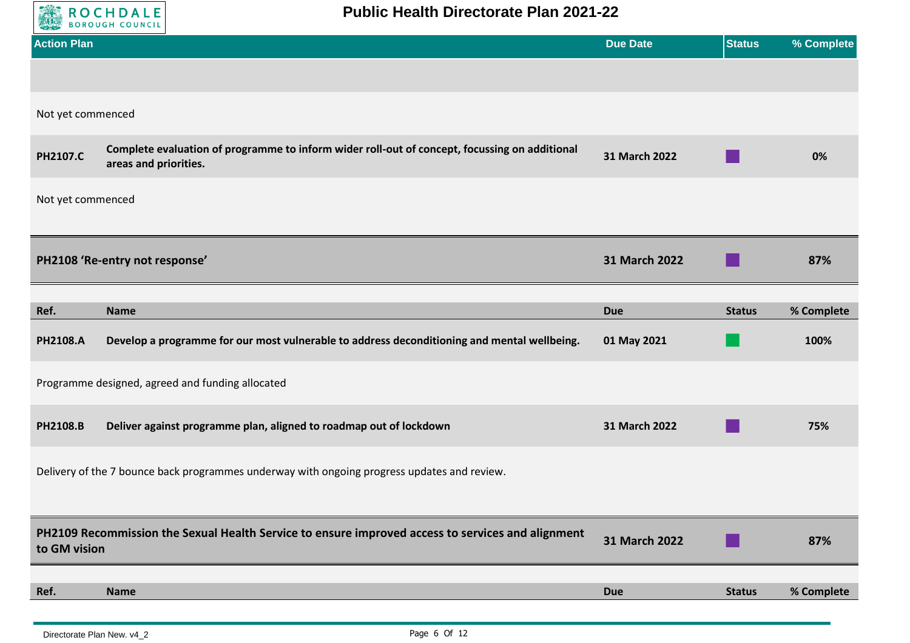| Action Plan | | Due Date | Status | % Complete |
|---|---|---|---|---|
| | | | | |
| Not yet commenced | | | | |
| **PH2107.C** | **Complete evaluation of programme to inform wider roll-out of concept, focussing on additional areas and priorities.** | **31 March 2022** | ■ | **0%** |
| Not yet commenced | | | | |

| **PH2108 'Re-entry not response'** | **31 March 2022** | ■ | **87%** |
|---|---|---|---|

| Ref. | Name | Due | Status | % Complete |
|---|---|---|---|---|
| **PH2108.A** | **Develop a programme for our most vulnerable to address deconditioning and mental wellbeing.** | **01 May 2021** | ■ | **100%** |
| Programme designed, agreed and funding allocated | | | | |
| **PH2108.B** | **Deliver against programme plan, aligned to roadmap out of lockdown** | **31 March 2022** | ■ | **75%** |
| Delivery of the 7 bounce back programmes underway with ongoing progress updates and review. | | | | |

| **PH2109 Recommission the Sexual Health Service to ensure improved access to services and alignment to GM vision** | **31 March 2022** | ■ | **87%** |
|---|---|---|---|

| Ref. | Name | Due | Status | % Complete |
|---|---|---|---|---|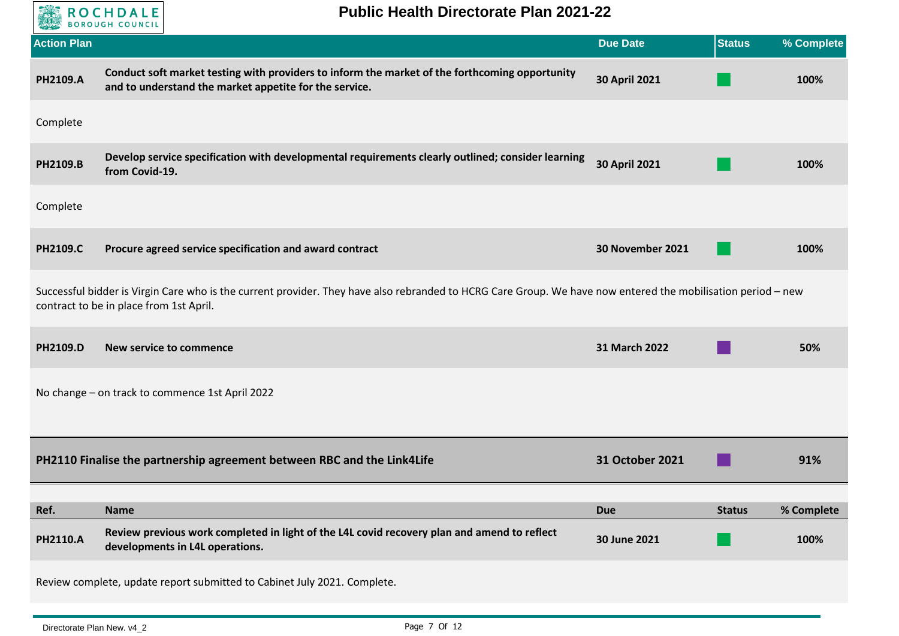| Action Plan | | Due Date | Status | % Complete |
|---|---|---|---|---|
| **PH2109.A** | **Conduct soft market testing with providers to inform the market of the forthcoming opportunity and to understand the market appetite for the service.** | **30 April 2021** | | **100%** |

Complete

| | | | | |
|---|---|---|---|---|
| **PH2109.B** | **Develop service specification with developmental requirements clearly outlined; consider learning from Covid-19.** | **30 April 2021** | | **100%** |

Complete

| | | | | |
|---|---|---|---|---|
| **PH2109.C** | **Procure agreed service specification and award contract** | **30 November 2021** | | **100%** |

Successful bidder is Virgin Care who is the current provider. They have also rebranded to HCRG Care Group. We have now entered the mobilisation period – new contract to be in place from 1st April.

| | | | | |
|---|---|---|---|---|
| **PH2109.D** | **New service to commence** | **31 March 2022** | | **50%** |

No change – on track to commence 1st April 2022

| | Due Date | Status | % Complete |
|---|---|---|---|
| **PH2110 Finalise the partnership agreement between RBC and the Link4Life** | **31 October 2021** | | **91%** |

| Ref. | Name | Due | Status | % Complete |
|---|---|---|---|---|
| **PH2110.A** | **Review previous work completed in light of the L4L covid recovery plan and amend to reflect developments in L4L operations.** | **30 June 2021** | | **100%** |

Review complete, update report submitted to Cabinet July 2021. Complete.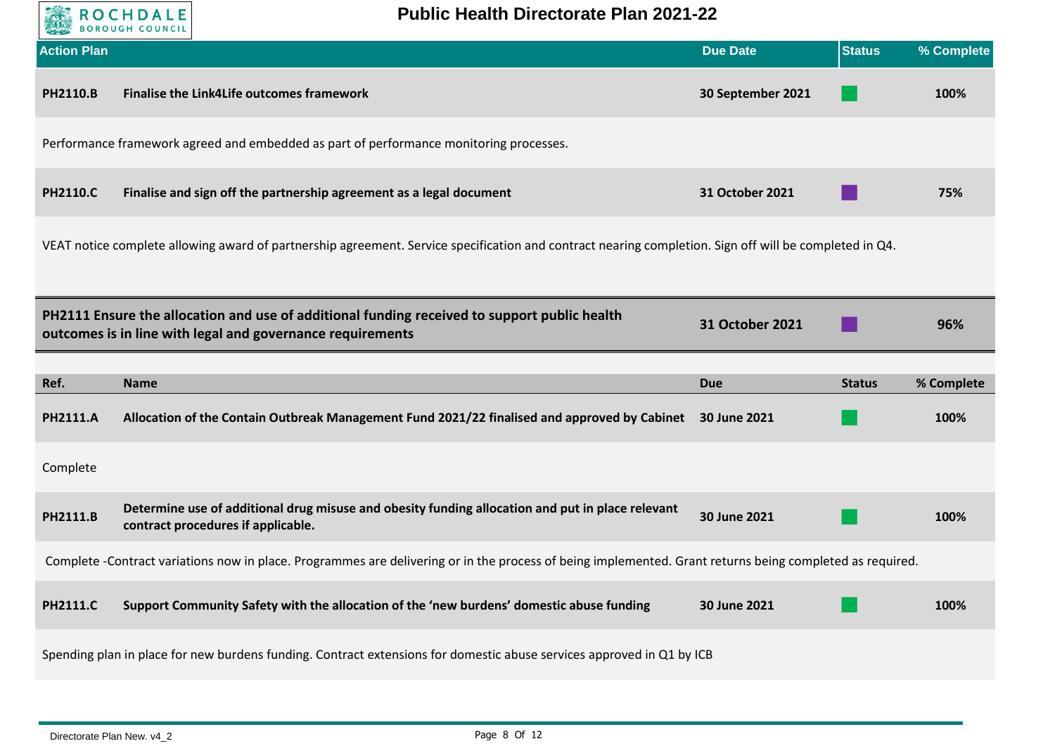| Action Plan | | Due Date | Status | % Complete |
|---|---|---|---|---|
| **PH2110.B** | **Finalise the Link4Life outcomes framework** | **30 September 2021** | | **100%** |

Performance framework agreed and embedded as part of performance monitoring processes.

| | | | | |
|---|---|---|---|---|
| **PH2110.C** | **Finalise and sign off the partnership agreement as a legal document** | **31 October 2021** | | **75%** |

VEAT notice complete allowing award of partnership agreement. Service specification and contract nearing completion. Sign off will be completed in Q4.

| | | | |
|---|---|---|---|
| **PH2111 Ensure the allocation and use of additional funding received to support public health outcomes is in line with legal and governance requirements** | **31 October 2021** | | **96%** |

| Ref. | Name | Due | Status | % Complete |
|---|---|---|---|---|
| **PH2111.A** | **Allocation of the Contain Outbreak Management Fund 2021/22 finalised and approved by Cabinet** | **30 June 2021** | | **100%** |

Complete

| | | | | |
|---|---|---|---|---|
| **PH2111.B** | **Determine use of additional drug misuse and obesity funding allocation and put in place relevant contract procedures if applicable.** | **30 June 2021** | | **100%** |

Complete -Contract variations now in place. Programmes are delivering or in the process of being implemented. Grant returns being completed as required.

| | | | | |
|---|---|---|---|---|
| **PH2111.C** | **Support Community Safety with the allocation of the 'new burdens' domestic abuse funding** | **30 June 2021** | | **100%** |

Spending plan in place for new burdens funding. Contract extensions for domestic abuse services approved in Q1 by ICB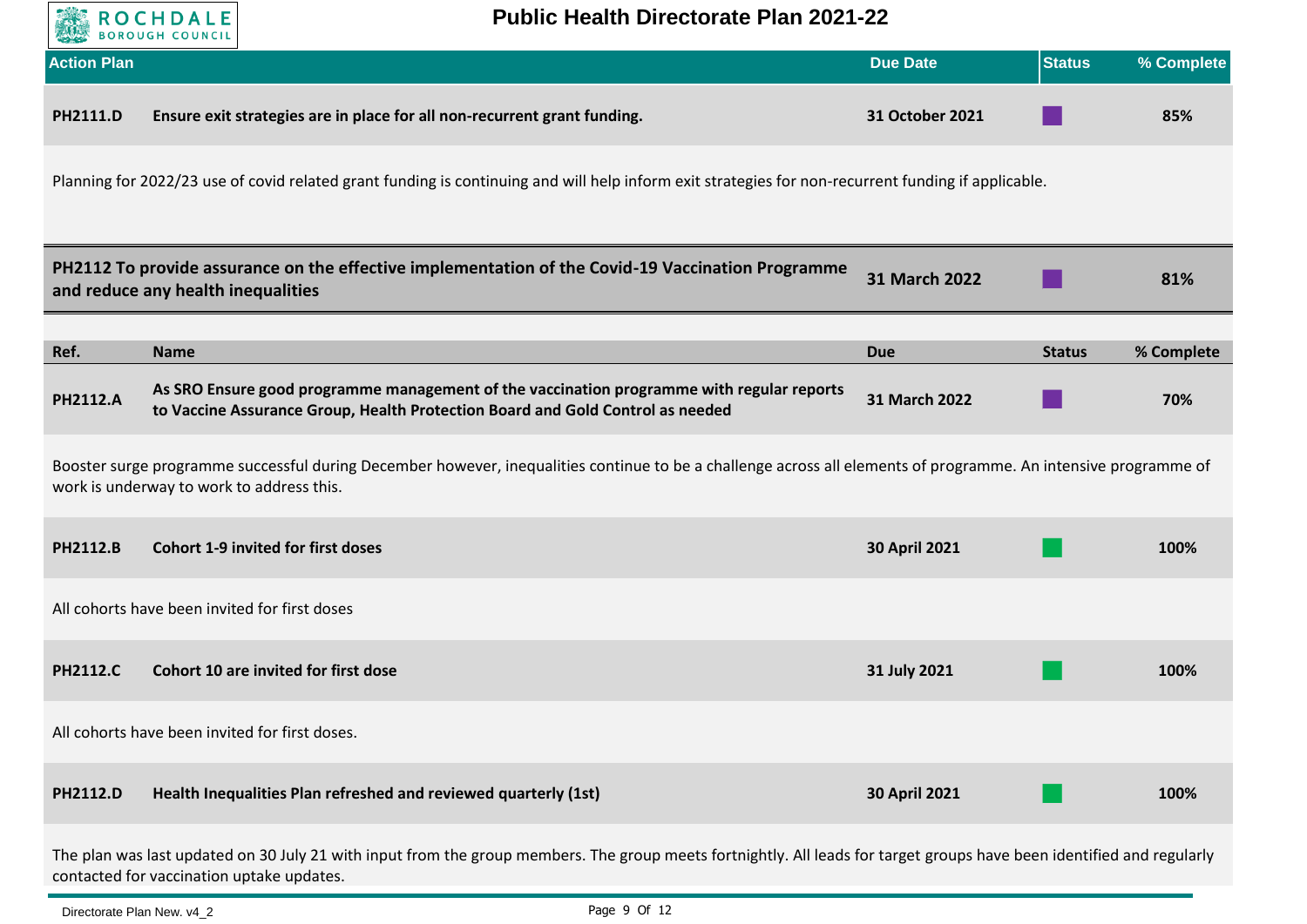| Action Plan | | Due Date | Status | % Complete |
|---|---|---|---|---|
| **PH2111.D** | **Ensure exit strategies are in place for all non-recurrent grant funding.** | **31 October 2021** | | **85%** |

Planning for 2022/23 use of covid related grant funding is continuing and will help inform exit strategies for non-recurrent funding if applicable.

| **PH2112 To provide assurance on the effective implementation of the Covid-19 Vaccination Programme and reduce any health inequalities** | **31 March 2022** | | **81%** |
|---|---|---|---|

| Ref. | Name | Due | Status | % Complete |
|---|---|---|---|---|
| **PH2112.A** | **As SRO Ensure good programme management of the vaccination programme with regular reports to Vaccine Assurance Group, Health Protection Board and Gold Control as needed** | **31 March 2022** | | **70%** |

Booster surge programme successful during December however, inequalities continue to be a challenge across all elements of programme. An intensive programme of work is underway to work to address this.

| Ref. | Name | Due | Status | % Complete |
|---|---|---|---|---|
| **PH2112.B** | **Cohort 1-9 invited for first doses** | **30 April 2021** | | **100%** |

All cohorts have been invited for first doses

| Ref. | Name | Due | Status | % Complete |
|---|---|---|---|---|
| **PH2112.C** | **Cohort 10 are invited for first dose** | **31 July 2021** | | **100%** |

All cohorts have been invited for first doses.

| Ref. | Name | Due | Status | % Complete |
|---|---|---|---|---|
| **PH2112.D** | **Health Inequalities Plan refreshed and reviewed quarterly (1st)** | **30 April 2021** | | **100%** |

The plan was last updated on 30 July 21 with input from the group members. The group meets fortnightly. All leads for target groups have been identified and regularly contacted for vaccination uptake updates.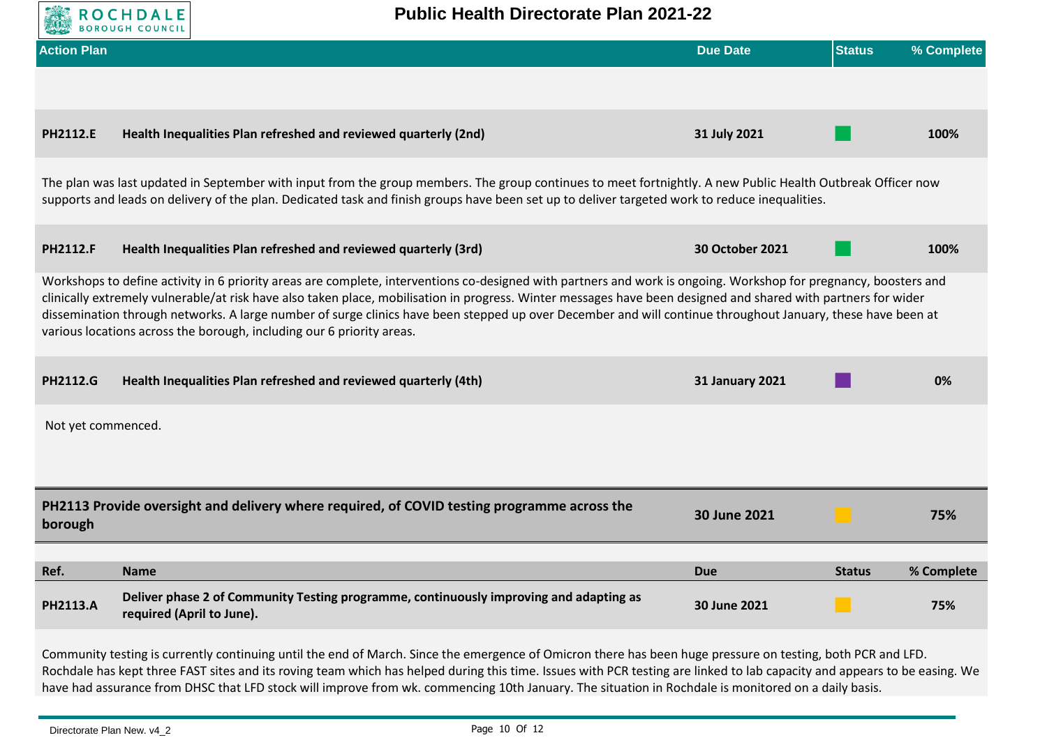| Action Plan | Due Date | Status | % Complete |
|---|---|---|---|

**PH2112.E** **Health Inequalities Plan refreshed and reviewed quarterly (2nd)** — **31 July 2021** — Status: Green — **100%**

The plan was last updated in September with input from the group members. The group continues to meet fortnightly. A new Public Health Outbreak Officer now supports and leads on delivery of the plan. Dedicated task and finish groups have been set up to deliver targeted work to reduce inequalities.

**PH2112.F** **Health Inequalities Plan refreshed and reviewed quarterly (3rd)** — **30 October 2021** — Status: Green — **100%**

Workshops to define activity in 6 priority areas are complete, interventions co-designed with partners and work is ongoing. Workshop for pregnancy, boosters and clinically extremely vulnerable/at risk have also taken place, mobilisation in progress. Winter messages have been designed and shared with partners for wider dissemination through networks. A large number of surge clinics have been stepped up over December and will continue throughout January, these have been at various locations across the borough, including our 6 priority areas.

**PH2112.G** **Health Inequalities Plan refreshed and reviewed quarterly (4th)** — **31 January 2021** — Status: Purple — **0%**

Not yet commenced.

| **PH2113 Provide oversight and delivery where required, of COVID testing programme across the borough** | **30 June 2021** | Amber | **75%** |
|---|---|---|---|

| Ref. | Name | Due | Status | % Complete |
|---|---|---|---|---|
| **PH2113.A** | **Deliver phase 2 of Community Testing programme, continuously improving and adapting as required (April to June).** | **30 June 2021** | Amber | **75%** |

Community testing is currently continuing until the end of March. Since the emergence of Omicron there has been huge pressure on testing, both PCR and LFD. Rochdale has kept three FAST sites and its roving team which has helped during this time. Issues with PCR testing are linked to lab capacity and appears to be easing. We have had assurance from DHSC that LFD stock will improve from wk. commencing 10th January. The situation in Rochdale is monitored on a daily basis.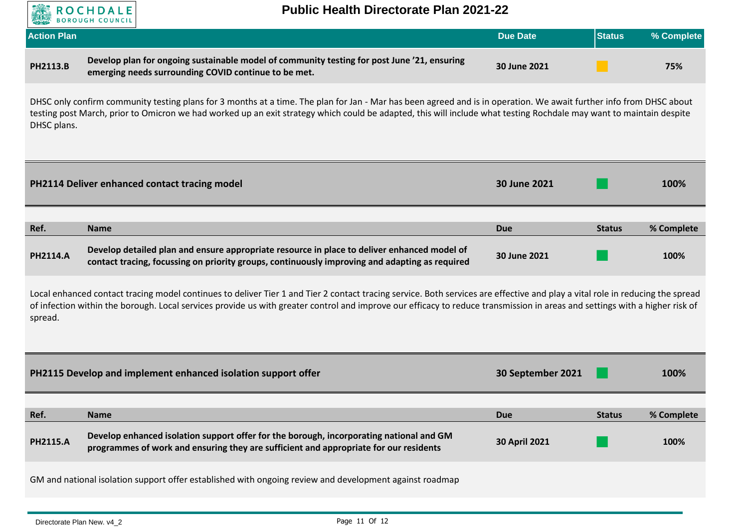## Action Plan

| Action Plan | | Due Date | Status | % Complete |
|---|---|---|---|---|
| **PH2113.B** | **Develop plan for ongoing sustainable model of community testing for post June '21, ensuring emerging needs surrounding COVID continue to be met.** | **30 June 2021** | Amber | **75%** |

DHSC only confirm community testing plans for 3 months at a time. The plan for Jan - Mar has been agreed and is in operation. We await further info from DHSC about testing post March, prior to Omicron we had worked up an exit strategy which could be adapted, this will include what testing Rochdale may want to maintain despite DHSC plans.

| | Due Date | Status | % Complete |
|---|---|---|---|
| **PH2114 Deliver enhanced contact tracing model** | **30 June 2021** | Green | **100%** |

| Ref. | Name | Due | Status | % Complete |
|---|---|---|---|---|
| **PH2114.A** | **Develop detailed plan and ensure appropriate resource in place to deliver enhanced model of contact tracing, focussing on priority groups, continuously improving and adapting as required** | **30 June 2021** | Green | **100%** |

Local enhanced contact tracing model continues to deliver Tier 1 and Tier 2 contact tracing service. Both services are effective and play a vital role in reducing the spread of infection within the borough. Local services provide us with greater control and improve our efficacy to reduce transmission in areas and settings with a higher risk of spread.

| | Due Date | Status | % Complete |
|---|---|---|---|
| **PH2115 Develop and implement enhanced isolation support offer** | **30 September 2021** | Green | **100%** |

| Ref. | Name | Due | Status | % Complete |
|---|---|---|---|---|
| **PH2115.A** | **Develop enhanced isolation support offer for the borough, incorporating national and GM programmes of work and ensuring they are sufficient and appropriate for our residents** | **30 April 2021** | Green | **100%** |

GM and national isolation support offer established with ongoing review and development against roadmap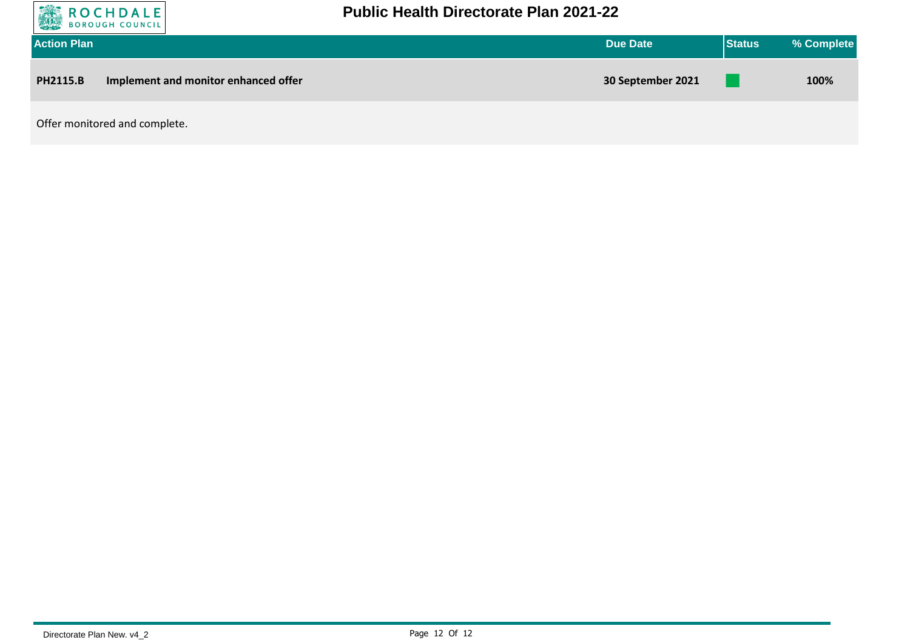| Action Plan | | Due Date | Status | % Complete |
|---|---|---|---|---|
| **PH2115.B** | **Implement and monitor enhanced offer** | **30 September 2021** | | **100%** |

Offer monitored and complete.